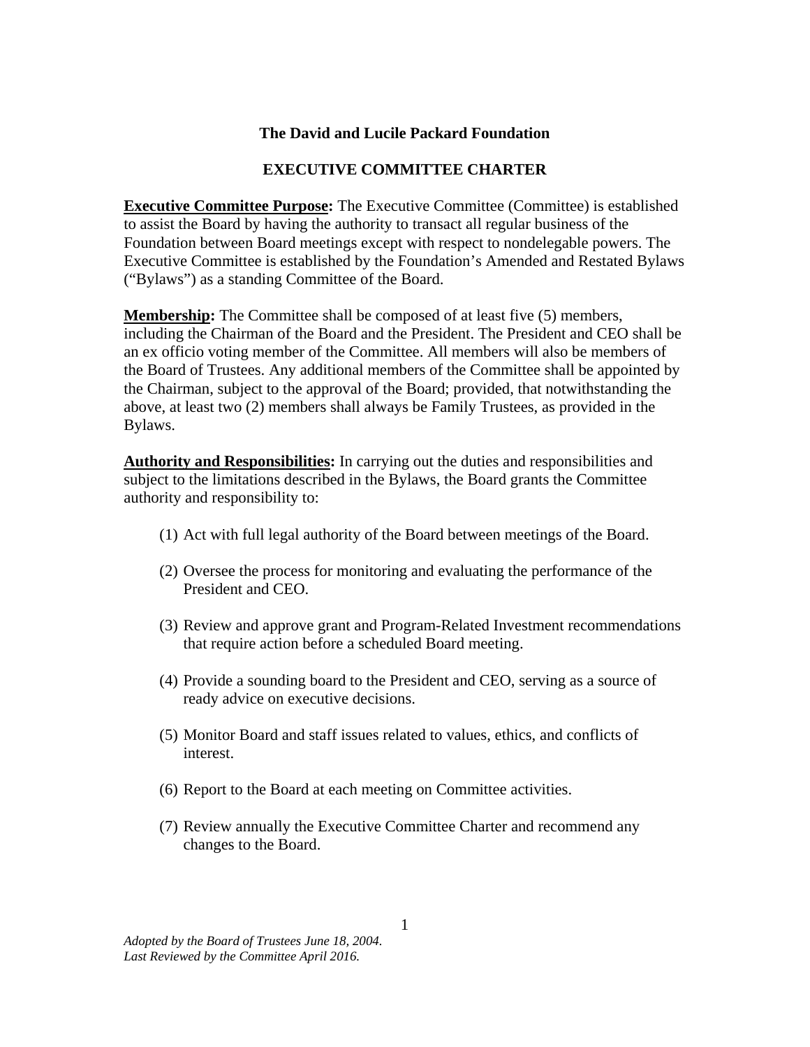**The David and Lucile Packard Foundation**

**EXECUTIVE COMMITTEE CHARTER**

**Executive Committee Purpose:** The Executive Committee (Committee) is established to assist the Board by having the authority to transact all regular business of the Foundation between Board meetings except with respect to nondelegable powers. The Executive Committee is established by the Foundation's Amended and Restated Bylaws ("Bylaws") as a standing Committee of the Board.

**Membership:** The Committee shall be composed of at least five (5) members, including the Chairman of the Board and the President. The President and CEO shall be an ex officio voting member of the Committee. All members will also be members of the Board of Trustees. Any additional members of the Committee shall be appointed by the Chairman, subject to the approval of the Board; provided, that notwithstanding the above, at least two (2) members shall always be Family Trustees, as provided in the Bylaws.

**Authority and Responsibilities:** In carrying out the duties and responsibilities and subject to the limitations described in the Bylaws, the Board grants the Committee authority and responsibility to:

(1) Act with full legal authority of the Board between meetings of the Board.

(2) Oversee the process for monitoring and evaluating the performance of the President and CEO.

(3) Review and approve grant and Program-Related Investment recommendations that require action before a scheduled Board meeting.

(4) Provide a sounding board to the President and CEO, serving as a source of ready advice on executive decisions.

(5) Monitor Board and staff issues related to values, ethics, and conflicts of interest.

(6) Report to the Board at each meeting on Committee activities.

(7) Review annually the Executive Committee Charter and recommend any changes to the Board.

*Adopted by the Board of Trustees June 18, 2004.*
*Last Reviewed by the Committee April 2016.*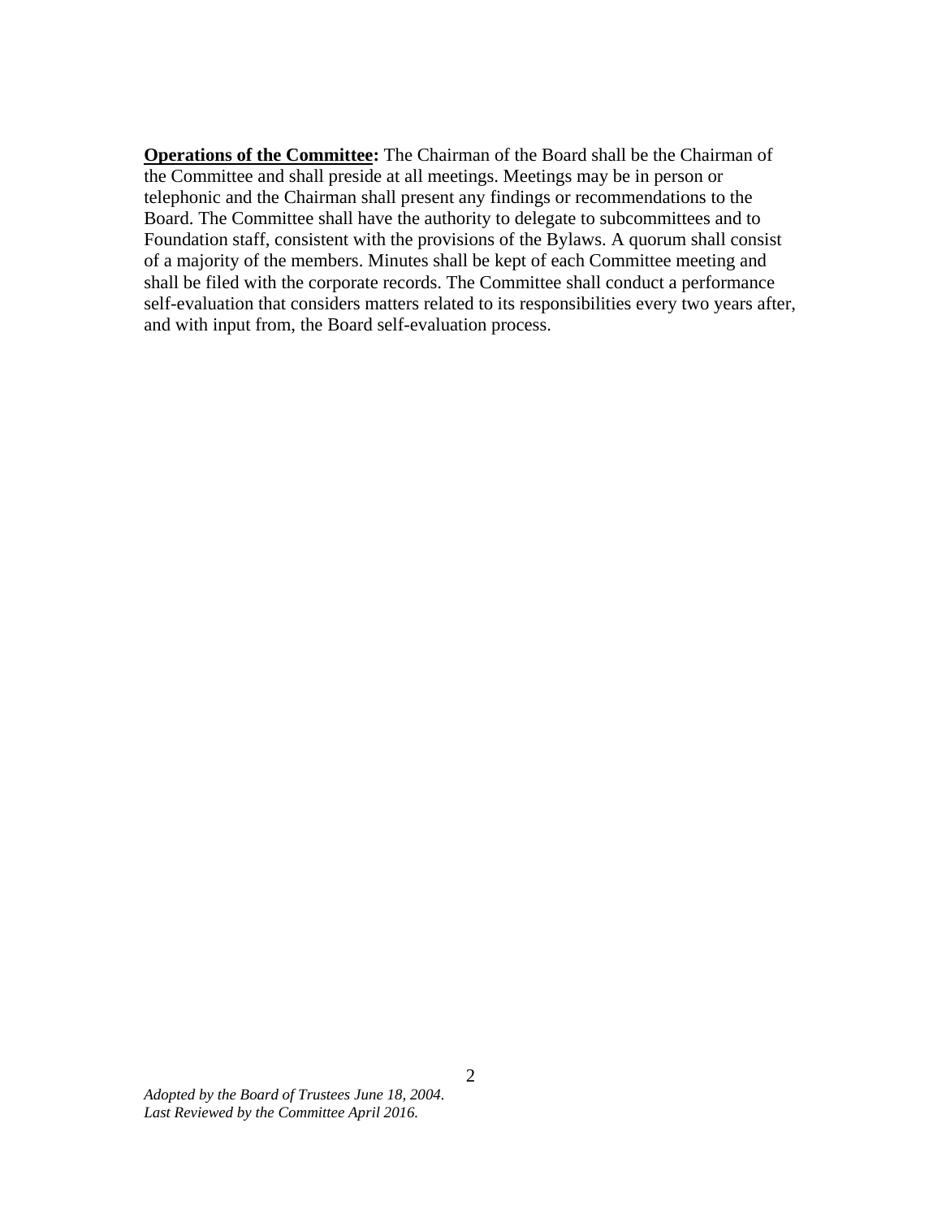**<u>Operations of the Committee</u>:** The Chairman of the Board shall be the Chairman of the Committee and shall preside at all meetings. Meetings may be in person or telephonic and the Chairman shall present any findings or recommendations to the Board. The Committee shall have the authority to delegate to subcommittees and to Foundation staff, consistent with the provisions of the Bylaws. A quorum shall consist of a majority of the members. Minutes shall be kept of each Committee meeting and shall be filed with the corporate records. The Committee shall conduct a performance self-evaluation that considers matters related to its responsibilities every two years after, and with input from, the Board self-evaluation process.

*Adopted by the Board of Trustees June 18, 2004.*
*Last Reviewed by the Committee April 2016.*